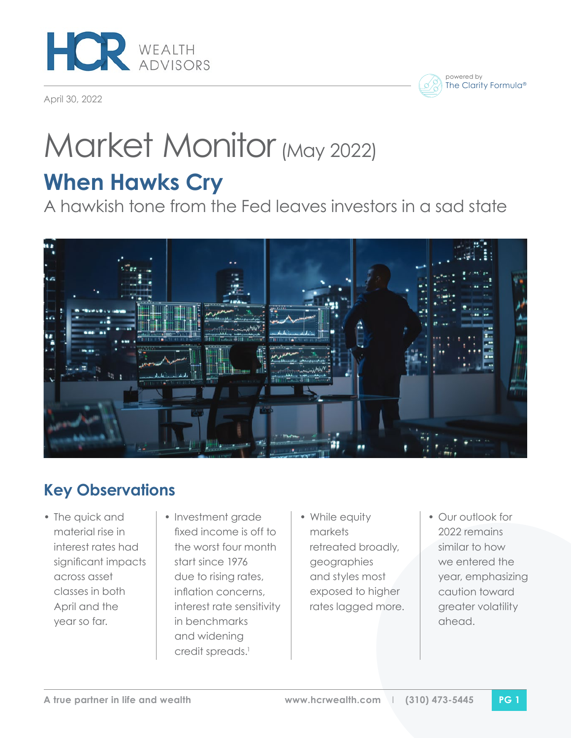HCR WEALTH ADVISORS

powered by The Clarity Formula®

April 30, 2022

# Market Monitor (May 2022)

## When Hawks Cry

A hawkish tone from the Fed leaves investors in a sad state

## Key Observations

- The quick and material rise in interest rates had significant impacts across asset classes in both April and the year so far.
- Investment grade fixed income is off to the worst four month start since 1976 due to rising rates, inflation concerns, interest rate sensitivity in benchmarks and widening credit spreads.[1]
- While equity markets retreated broadly, geographies and styles most exposed to higher rates lagged more.
- Our outlook for 2022 remains similar to how we entered the year, emphasizing caution toward greater volatility ahead.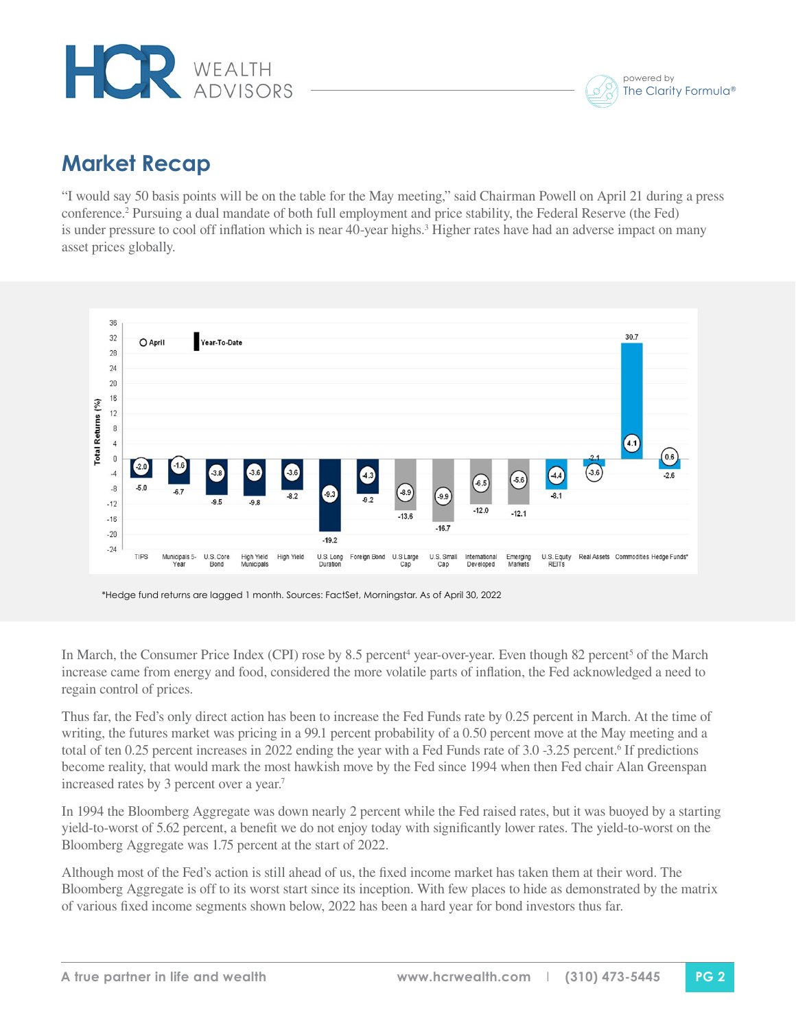## Market Recap

"I would say 50 basis points will be on the table for the May meeting," said Chairman Powell on April 21 during a press conference.[2] Pursuing a dual mandate of both full employment and price stability, the Federal Reserve (the Fed) is under pressure to cool off inflation which is near 40-year highs.[3] Higher rates have had an adverse impact on many asset prices globally.

Total Returns (%)

| | April | Year-To-Date |
|---|---|---|
| TIPS | -2.0 | -5.0 |
| Municipals 5-Year | -1.6 | -6.7 |
| U.S. Core Bond | -3.8 | -9.5 |
| High Yield Municipals | -3.6 | -9.8 |
| High Yield | -3.6 | -8.2 |
| U.S. Long Duration | -9.3 | -19.2 |
| Foreign Bond | -4.3 | -9.2 |
| U.S Large Cap | -8.9 | -13.6 |
| U.S Small Cap | -9.9 | -16.7 |
| International Developed | -6.5 | -12.0 |
| Emerging Markets | -5.6 | -12.1 |
| U.S. Equity REITs | -4.4 | -8.1 |
| Real Assets | -3.6 | -2.1 |
| Commodities | 4.1 | 30.7 |
| Hedge Funds* | 0.6 | -2.6 |

*Hedge fund returns are lagged 1 month. Sources: FactSet, Morningstar. As of April 30, 2022

In March, the Consumer Price Index (CPI) rose by 8.5 percent[4] year-over-year. Even though 82 percent[5] of the March increase came from energy and food, considered the more volatile parts of inflation, the Fed acknowledged a need to regain control of prices.

Thus far, the Fed's only direct action has been to increase the Fed Funds rate by 0.25 percent in March. At the time of writing, the futures market was pricing in a 99.1 percent probability of a 0.50 percent move at the May meeting and a total of ten 0.25 percent increases in 2022 ending the year with a Fed Funds rate of 3.0 -3.25 percent.[6] If predictions become reality, that would mark the most hawkish move by the Fed since 1994 when then Fed chair Alan Greenspan increased rates by 3 percent over a year.[7]

In 1994 the Bloomberg Aggregate was down nearly 2 percent while the Fed raised rates, but it was buoyed by a starting yield-to-worst of 5.62 percent, a benefit we do not enjoy today with significantly lower rates. The yield-to-worst on the Bloomberg Aggregate was 1.75 percent at the start of 2022.

Although most of the Fed's action is still ahead of us, the fixed income market has taken them at their word. The Bloomberg Aggregate is off to its worst start since its inception. With few places to hide as demonstrated by the matrix of various fixed income segments shown below, 2022 has been a hard year for bond investors thus far.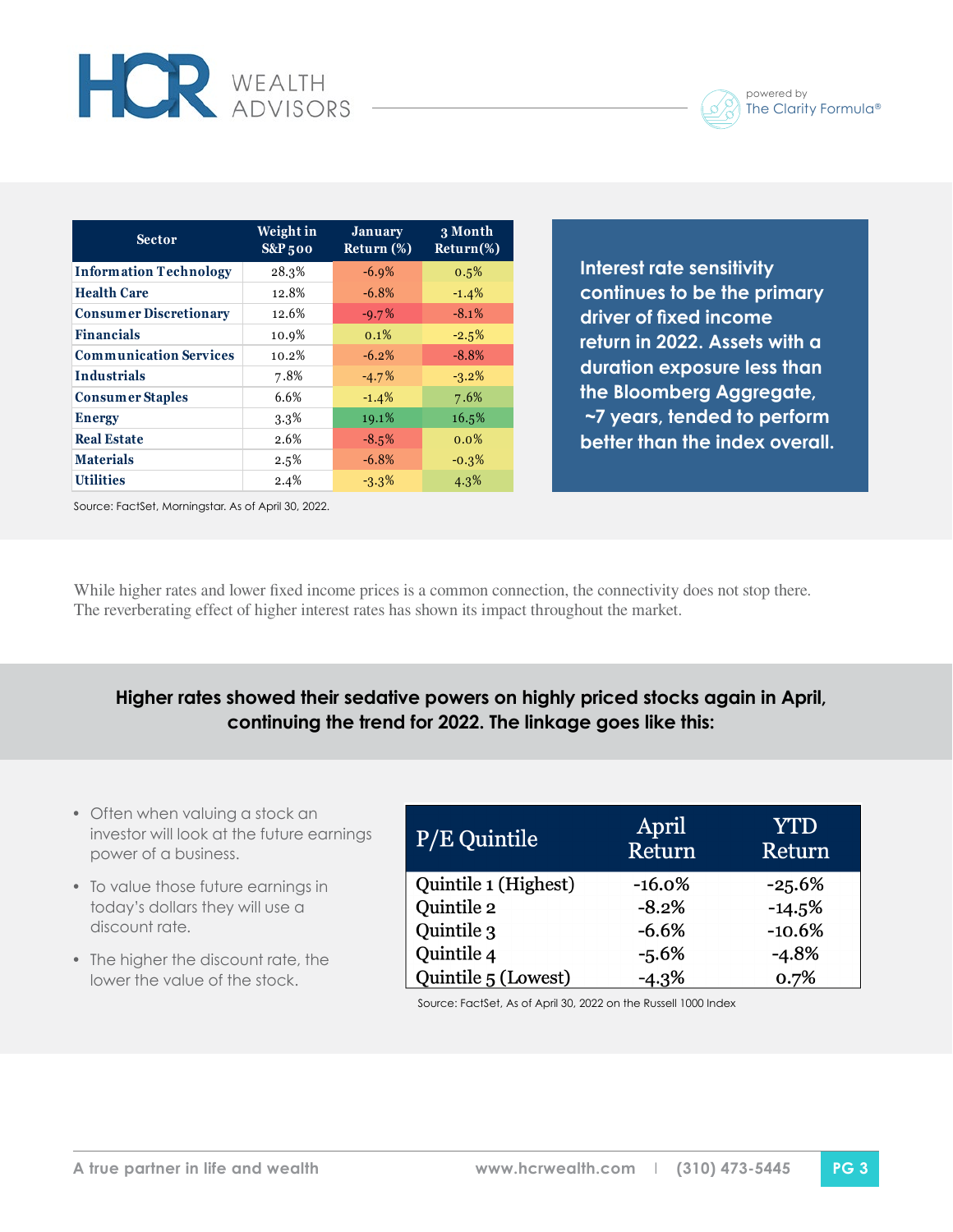| Sector | Weight in S&P 500 | January Return (%) | 3 Month Return(%) |
|---|---|---|---|
| **Information Technology** | 28.3% | -6.9% | 0.5% |
| **Health Care** | 12.8% | -6.8% | -1.4% |
| **Consumer Discretionary** | 12.6% | -9.7% | -8.1% |
| **Financials** | 10.9% | 0.1% | -2.5% |
| **Communication Services** | 10.2% | -6.2% | -8.8% |
| **Industrials** | 7.8% | -4.7% | -3.2% |
| **Consumer Staples** | 6.6% | -1.4% | 7.6% |
| **Energy** | 3.3% | 19.1% | 16.5% |
| **Real Estate** | 2.6% | -8.5% | 0.0% |
| **Materials** | 2.5% | -6.8% | -0.3% |
| **Utilities** | 2.4% | -3.3% | 4.3% |

Source: FactSet, Morningstar. As of April 30, 2022.

**Interest rate sensitivity continues to be the primary driver of fixed income return in 2022. Assets with a duration exposure less than the Bloomberg Aggregate, ~7 years, tended to perform better than the index overall.**

While higher rates and lower fixed income prices is a common connection, the connectivity does not stop there. The reverberating effect of higher interest rates has shown its impact throughout the market.

**Higher rates showed their sedative powers on highly priced stocks again in April, continuing the trend for 2022. The linkage goes like this:**

- Often when valuing a stock an investor will look at the future earnings power of a business.
- To value those future earnings in today's dollars they will use a discount rate.
- The higher the discount rate, the lower the value of the stock.

| P/E Quintile | April Return | YTD Return |
|---|---|---|
| Quintile 1 (Highest) | -16.0% | -25.6% |
| Quintile 2 | -8.2% | -14.5% |
| Quintile 3 | -6.6% | -10.6% |
| Quintile 4 | -5.6% | -4.8% |
| Quintile 5 (Lowest) | -4.3% | 0.7% |

Source: FactSet, As of April 30, 2022 on the Russell 1000 Index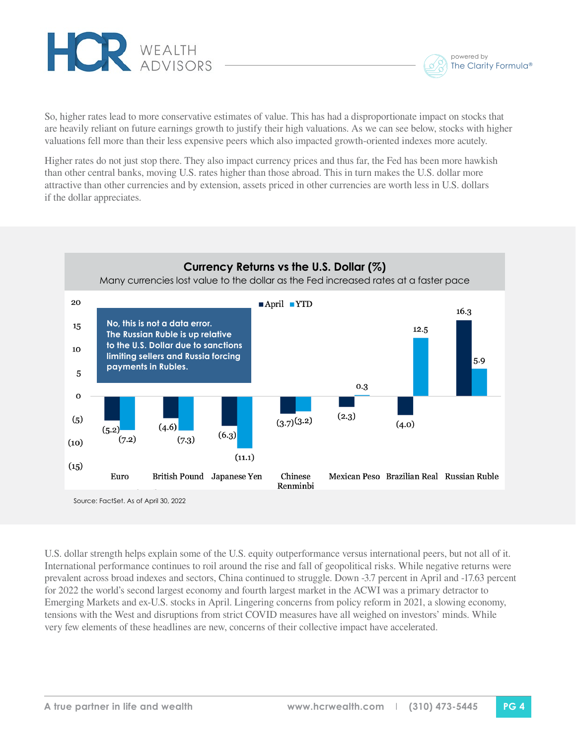So, higher rates lead to more conservative estimates of value. This has had a disproportionate impact on stocks that are heavily reliant on future earnings growth to justify their high valuations. As we can see below, stocks with higher valuations fell more than their less expensive peers which also impacted growth-oriented indexes more acutely.

Higher rates do not just stop there. They also impact currency prices and thus far, the Fed has been more hawkish than other central banks, moving U.S. rates higher than those abroad. This in turn makes the U.S. dollar more attractive than other currencies and by extension, assets priced in other currencies are worth less in U.S. dollars if the dollar appreciates.

**Currency Returns vs the U.S. Dollar (%)**

Many currencies lost value to the dollar as the Fed increased rates at a faster pace

**No, this is not a data error. The Russian Ruble is up relative to the U.S. Dollar due to sanctions limiting sellers and Russia forcing payments in Rubles.**

| Currency | April | YTD |
| --- | --- | --- |
| Euro | (5.2) | (7.2) |
| British Pound | (4.6) | (7.3) |
| Japanese Yen | (6.3) | (11.1) |
| Chinese Renminbi | (3.7) | (3.2) |
| Mexican Peso | (2.3) | 0.3 |
| Brazilian Real | (4.0) | 12.5 |
| Russian Ruble | 16.3 | 5.9 |

Source: FactSet. As of April 30, 2022

U.S. dollar strength helps explain some of the U.S. equity outperformance versus international peers, but not all of it. International performance continues to roil around the rise and fall of geopolitical risks. While negative returns were prevalent across broad indexes and sectors, China continued to struggle. Down -3.7 percent in April and -17.63 percent for 2022 the world's second largest economy and fourth largest market in the ACWI was a primary detractor to Emerging Markets and ex-U.S. stocks in April. Lingering concerns from policy reform in 2021, a slowing economy, tensions with the West and disruptions from strict COVID measures have all weighed on investors' minds. While very few elements of these headlines are new, concerns of their collective impact have accelerated.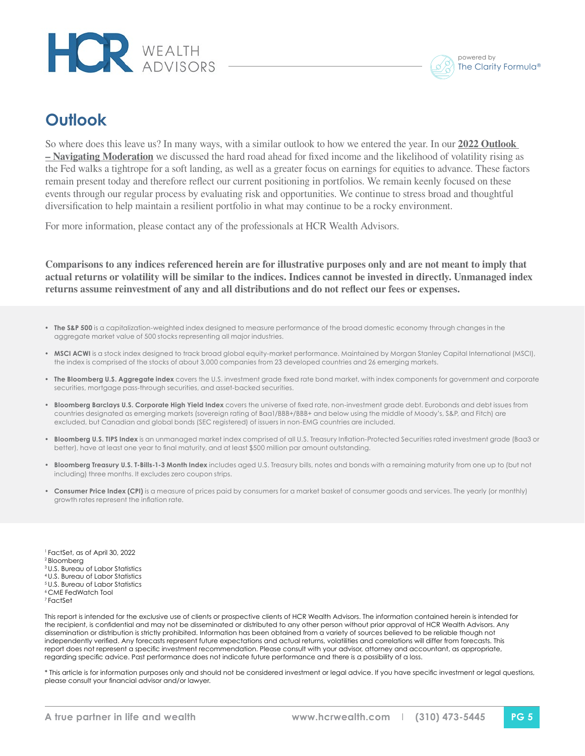## Outlook

So where does this leave us? In many ways, with a similar outlook to how we entered the year. In our **2022 Outlook – Navigating Moderation** we discussed the hard road ahead for fixed income and the likelihood of volatility rising as the Fed walks a tightrope for a soft landing, as well as a greater focus on earnings for equities to advance. These factors remain present today and therefore reflect our current positioning in portfolios. We remain keenly focused on these events through our regular process by evaluating risk and opportunities. We continue to stress broad and thoughtful diversification to help maintain a resilient portfolio in what may continue to be a rocky environment.

For more information, please contact any of the professionals at HCR Wealth Advisors.

**Comparisons to any indices referenced herein are for illustrative purposes only and are not meant to imply that actual returns or volatility will be similar to the indices. Indices cannot be invested in directly. Unmanaged index returns assume reinvestment of any and all distributions and do not reflect our fees or expenses.**

- **The S&P 500** is a capitalization-weighted index designed to measure performance of the broad domestic economy through changes in the aggregate market value of 500 stocks representing all major industries.
- **MSCI ACWI** is a stock index designed to track broad global equity-market performance. Maintained by Morgan Stanley Capital International (MSCI), the index is comprised of the stocks of about 3,000 companies from 23 developed countries and 26 emerging markets.
- **The Bloomberg U.S. Aggregate index** covers the U.S. investment grade fixed rate bond market, with index components for government and corporate securities, mortgage pass-through securities, and asset-backed securities.
- **Bloomberg Barclays U.S. Corporate High Yield Index** covers the universe of fixed rate, non-investment grade debt. Eurobonds and debt issues from countries designated as emerging markets (sovereign rating of Baa1/BBB+/BBB+ and below using the middle of Moody's, S&P, and Fitch) are excluded, but Canadian and global bonds (SEC registered) of issuers in non-EMG countries are included.
- **Bloomberg U.S. TIPS Index** is an unmanaged market index comprised of all U.S. Treasury Inflation-Protected Securities rated investment grade (Baa3 or better), have at least one year to final maturity, and at least $500 million par amount outstanding.
- **Bloomberg Treasury U.S. T-Bills-1-3 Month Index** includes aged U.S. Treasury bills, notes and bonds with a remaining maturity from one up to (but not including) three months. It excludes zero coupon strips.
- **Consumer Price Index (CPI)** is a measure of prices paid by consumers for a market basket of consumer goods and services. The yearly (or monthly) growth rates represent the inflation rate.

[1] FactSet, as of April 30, 2022
[2] Bloomberg
[3] U.S. Bureau of Labor Statistics
[4] U.S. Bureau of Labor Statistics
[5] U.S. Bureau of Labor Statistics
[6] CME FedWatch Tool
[7] FactSet

This report is intended for the exclusive use of clients or prospective clients of HCR Wealth Advisors. The information contained herein is intended for the recipient, is confidential and may not be disseminated or distributed to any other person without prior approval of HCR Wealth Advisors. Any dissemination or distribution is strictly prohibited. Information has been obtained from a variety of sources believed to be reliable though not independently verified. Any forecasts represent future expectations and actual returns, volatilities and correlations will differ from forecasts. This report does not represent a specific investment recommendation. Please consult with your advisor, attorney and accountant, as appropriate, regarding specific advice. Past performance does not indicate future performance and there is a possibility of a loss.

* This article is for information purposes only and should not be considered investment or legal advice. If you have specific investment or legal questions, please consult your financial advisor and/or lawyer.